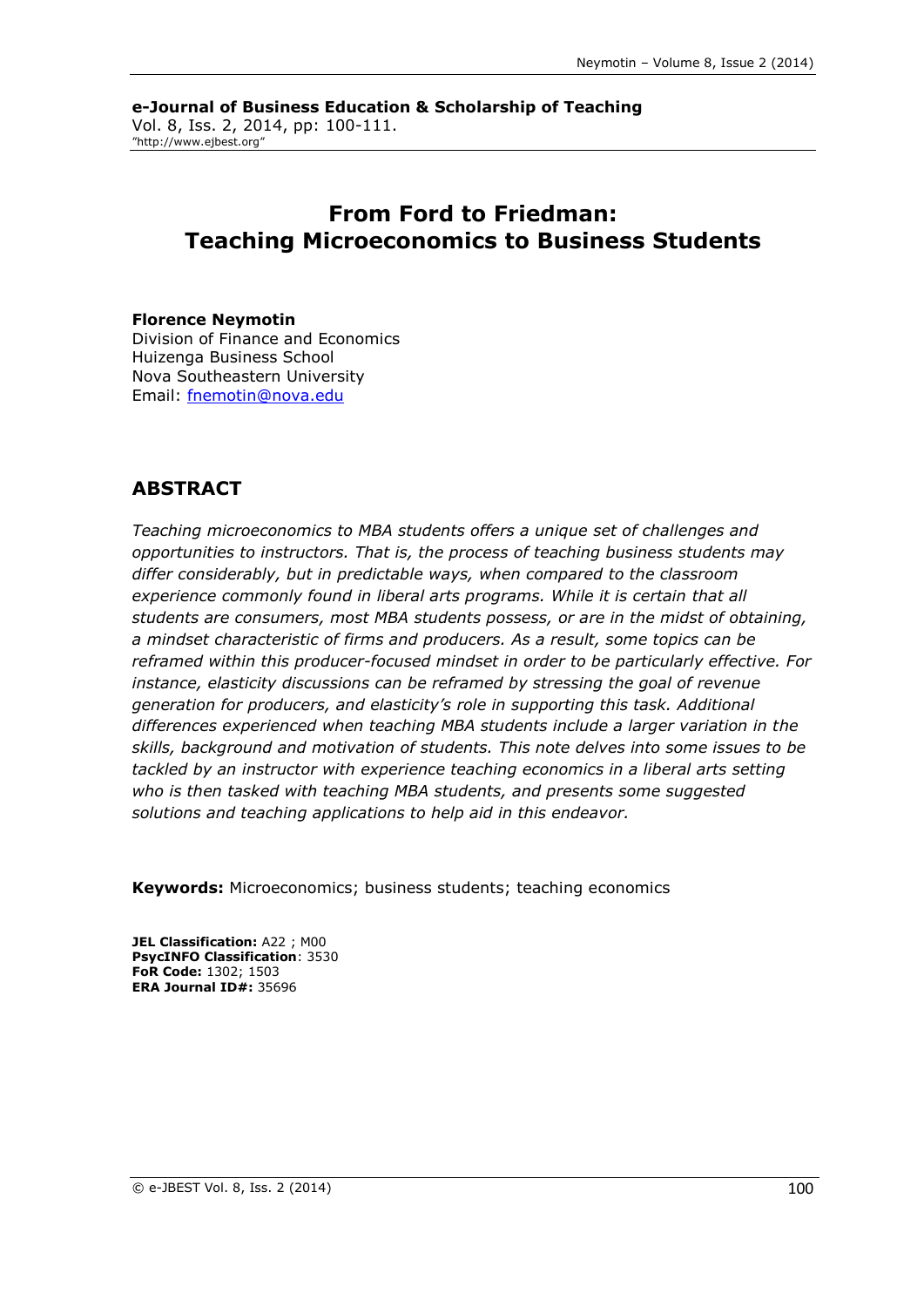**e-Journal of Business Education & Scholarship of Teaching**
Vol. 8, Iss. 2, 2014, pp: 100-111.
"http://www.ejbest.org"

# From Ford to Friedman: Teaching Microeconomics to Business Students

**Florence Neymotin**
Division of Finance and Economics
Huizenga Business School
Nova Southeastern University
Email: [fnemotin@nova.edu](mailto:fnemotin@nova.edu)

## ABSTRACT

*Teaching microeconomics to MBA students offers a unique set of challenges and opportunities to instructors. That is, the process of teaching business students may differ considerably, but in predictable ways, when compared to the classroom experience commonly found in liberal arts programs. While it is certain that all students are consumers, most MBA students possess, or are in the midst of obtaining, a mindset characteristic of firms and producers. As a result, some topics can be reframed within this producer-focused mindset in order to be particularly effective. For instance, elasticity discussions can be reframed by stressing the goal of revenue generation for producers, and elasticity's role in supporting this task. Additional differences experienced when teaching MBA students include a larger variation in the skills, background and motivation of students. This note delves into some issues to be tackled by an instructor with experience teaching economics in a liberal arts setting who is then tasked with teaching MBA students, and presents some suggested solutions and teaching applications to help aid in this endeavor.*

**Keywords:** Microeconomics; business students; teaching economics

**JEL Classification:** A22 ; M00
**PsycINFO Classification**: 3530
**FoR Code:** 1302; 1503
**ERA Journal ID#:** 35696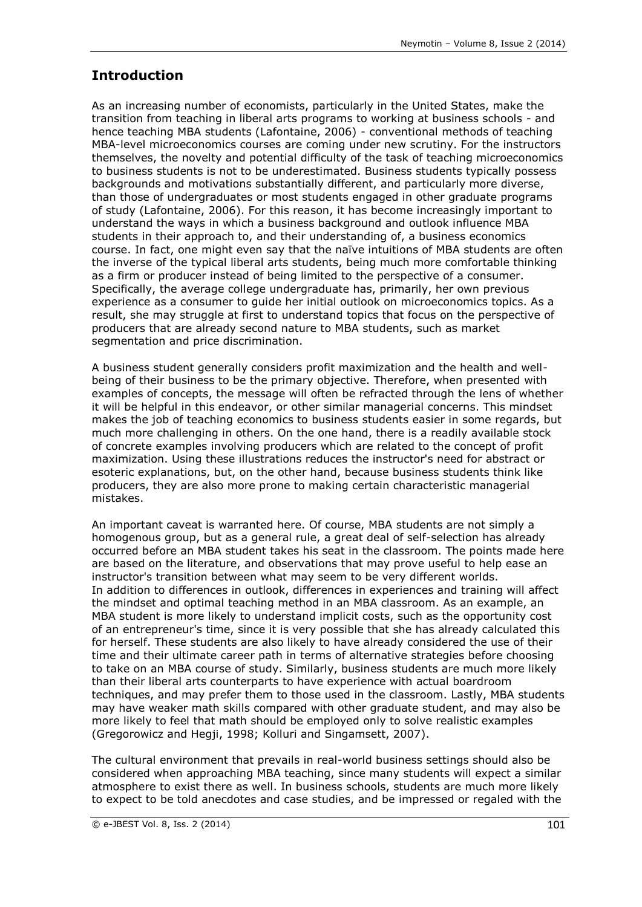## Introduction

As an increasing number of economists, particularly in the United States, make the transition from teaching in liberal arts programs to working at business schools - and hence teaching MBA students (Lafontaine, 2006) - conventional methods of teaching MBA-level microeconomics courses are coming under new scrutiny. For the instructors themselves, the novelty and potential difficulty of the task of teaching microeconomics to business students is not to be underestimated. Business students typically possess backgrounds and motivations substantially different, and particularly more diverse, than those of undergraduates or most students engaged in other graduate programs of study (Lafontaine, 2006). For this reason, it has become increasingly important to understand the ways in which a business background and outlook influence MBA students in their approach to, and their understanding of, a business economics course. In fact, one might even say that the naïve intuitions of MBA students are often the inverse of the typical liberal arts students, being much more comfortable thinking as a firm or producer instead of being limited to the perspective of a consumer. Specifically, the average college undergraduate has, primarily, her own previous experience as a consumer to guide her initial outlook on microeconomics topics. As a result, she may struggle at first to understand topics that focus on the perspective of producers that are already second nature to MBA students, such as market segmentation and price discrimination.

A business student generally considers profit maximization and the health and well-being of their business to be the primary objective. Therefore, when presented with examples of concepts, the message will often be refracted through the lens of whether it will be helpful in this endeavor, or other similar managerial concerns. This mindset makes the job of teaching economics to business students easier in some regards, but much more challenging in others. On the one hand, there is a readily available stock of concrete examples involving producers which are related to the concept of profit maximization. Using these illustrations reduces the instructor's need for abstract or esoteric explanations, but, on the other hand, because business students think like producers, they are also more prone to making certain characteristic managerial mistakes.

An important caveat is warranted here. Of course, MBA students are not simply a homogenous group, but as a general rule, a great deal of self-selection has already occurred before an MBA student takes his seat in the classroom. The points made here are based on the literature, and observations that may prove useful to help ease an instructor's transition between what may seem to be very different worlds.

In addition to differences in outlook, differences in experiences and training will affect the mindset and optimal teaching method in an MBA classroom. As an example, an MBA student is more likely to understand implicit costs, such as the opportunity cost of an entrepreneur's time, since it is very possible that she has already calculated this for herself. These students are also likely to have already considered the use of their time and their ultimate career path in terms of alternative strategies before choosing to take on an MBA course of study. Similarly, business students are much more likely than their liberal arts counterparts to have experience with actual boardroom techniques, and may prefer them to those used in the classroom. Lastly, MBA students may have weaker math skills compared with other graduate student, and may also be more likely to feel that math should be employed only to solve realistic examples (Gregorowicz and Hegji, 1998; Kolluri and Singamsett, 2007).

The cultural environment that prevails in real-world business settings should also be considered when approaching MBA teaching, since many students will expect a similar atmosphere to exist there as well. In business schools, students are much more likely to expect to be told anecdotes and case studies, and be impressed or regaled with the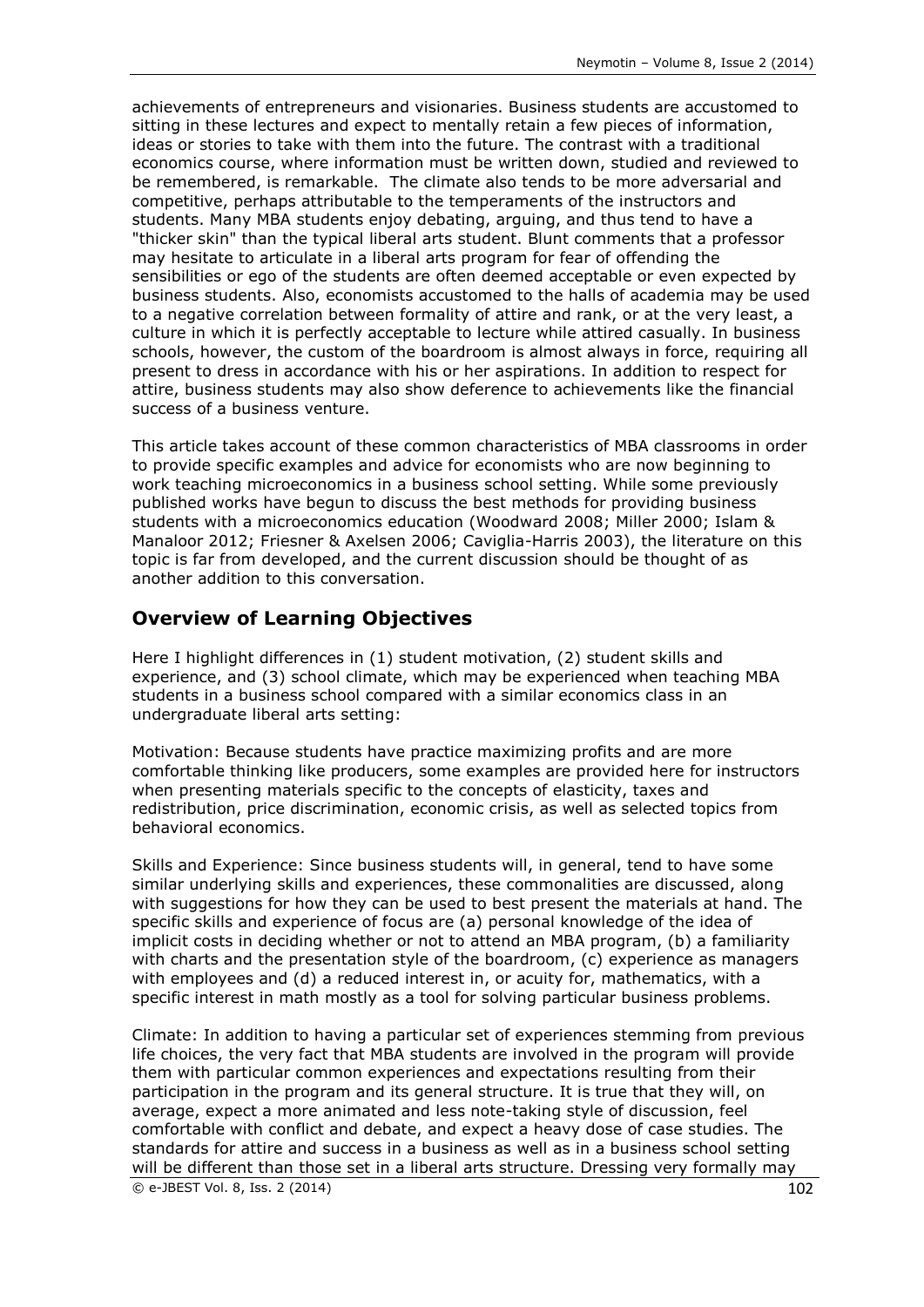achievements of entrepreneurs and visionaries. Business students are accustomed to sitting in these lectures and expect to mentally retain a few pieces of information, ideas or stories to take with them into the future. The contrast with a traditional economics course, where information must be written down, studied and reviewed to be remembered, is remarkable. The climate also tends to be more adversarial and competitive, perhaps attributable to the temperaments of the instructors and students. Many MBA students enjoy debating, arguing, and thus tend to have a "thicker skin" than the typical liberal arts student. Blunt comments that a professor may hesitate to articulate in a liberal arts program for fear of offending the sensibilities or ego of the students are often deemed acceptable or even expected by business students. Also, economists accustomed to the halls of academia may be used to a negative correlation between formality of attire and rank, or at the very least, a culture in which it is perfectly acceptable to lecture while attired casually. In business schools, however, the custom of the boardroom is almost always in force, requiring all present to dress in accordance with his or her aspirations. In addition to respect for attire, business students may also show deference to achievements like the financial success of a business venture.

This article takes account of these common characteristics of MBA classrooms in order to provide specific examples and advice for economists who are now beginning to work teaching microeconomics in a business school setting. While some previously published works have begun to discuss the best methods for providing business students with a microeconomics education (Woodward 2008; Miller 2000; Islam & Manaloor 2012; Friesner & Axelsen 2006; Caviglia-Harris 2003), the literature on this topic is far from developed, and the current discussion should be thought of as another addition to this conversation.

## Overview of Learning Objectives

Here I highlight differences in (1) student motivation, (2) student skills and experience, and (3) school climate, which may be experienced when teaching MBA students in a business school compared with a similar economics class in an undergraduate liberal arts setting:

Motivation: Because students have practice maximizing profits and are more comfortable thinking like producers, some examples are provided here for instructors when presenting materials specific to the concepts of elasticity, taxes and redistribution, price discrimination, economic crisis, as well as selected topics from behavioral economics.

Skills and Experience: Since business students will, in general, tend to have some similar underlying skills and experiences, these commonalities are discussed, along with suggestions for how they can be used to best present the materials at hand. The specific skills and experience of focus are (a) personal knowledge of the idea of implicit costs in deciding whether or not to attend an MBA program, (b) a familiarity with charts and the presentation style of the boardroom, (c) experience as managers with employees and (d) a reduced interest in, or acuity for, mathematics, with a specific interest in math mostly as a tool for solving particular business problems.

Climate: In addition to having a particular set of experiences stemming from previous life choices, the very fact that MBA students are involved in the program will provide them with particular common experiences and expectations resulting from their participation in the program and its general structure. It is true that they will, on average, expect a more animated and less note-taking style of discussion, feel comfortable with conflict and debate, and expect a heavy dose of case studies. The standards for attire and success in a business as well as in a business school setting will be different than those set in a liberal arts structure. Dressing very formally may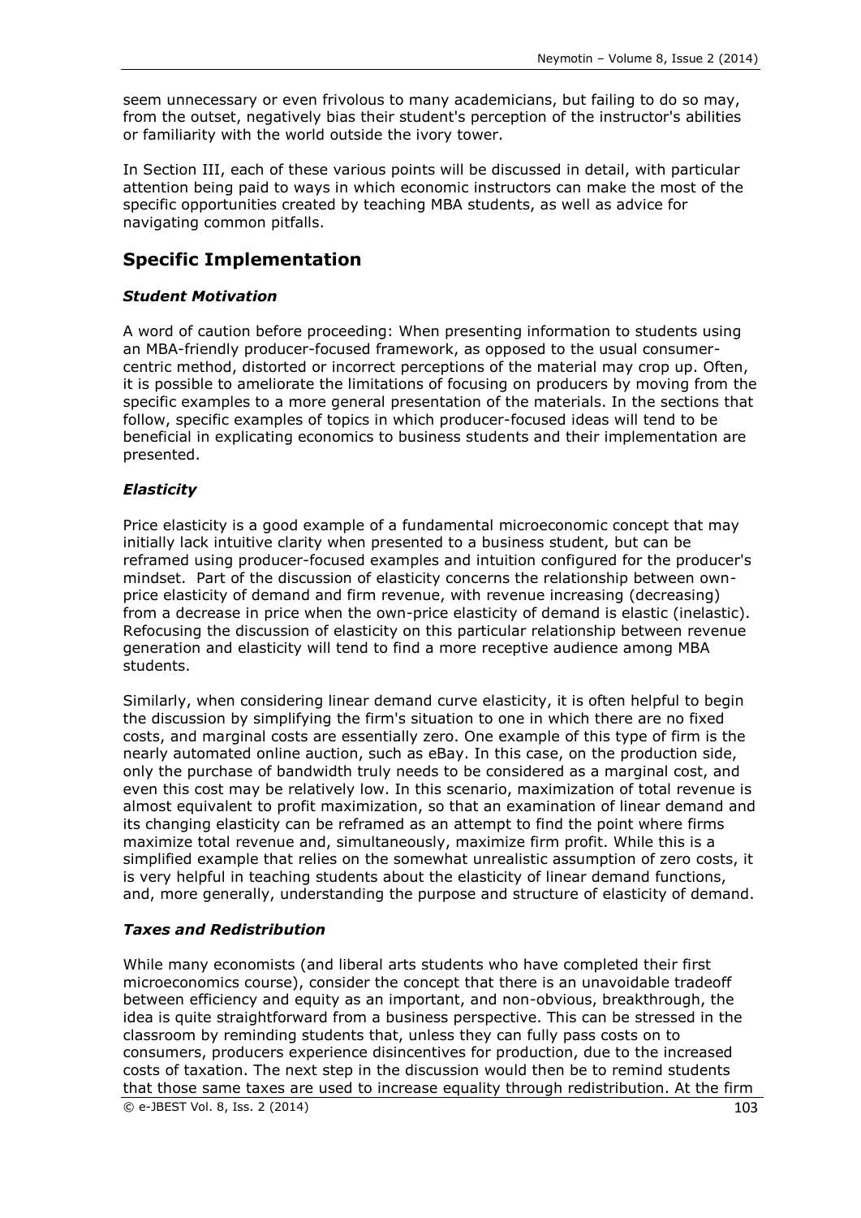seem unnecessary or even frivolous to many academicians, but failing to do so may, from the outset, negatively bias their student's perception of the instructor's abilities or familiarity with the world outside the ivory tower.

In Section III, each of these various points will be discussed in detail, with particular attention being paid to ways in which economic instructors can make the most of the specific opportunities created by teaching MBA students, as well as advice for navigating common pitfalls.

## Specific Implementation

### *Student Motivation*

A word of caution before proceeding: When presenting information to students using an MBA-friendly producer-focused framework, as opposed to the usual consumer-centric method, distorted or incorrect perceptions of the material may crop up. Often, it is possible to ameliorate the limitations of focusing on producers by moving from the specific examples to a more general presentation of the materials. In the sections that follow, specific examples of topics in which producer-focused ideas will tend to be beneficial in explicating economics to business students and their implementation are presented.

### *Elasticity*

Price elasticity is a good example of a fundamental microeconomic concept that may initially lack intuitive clarity when presented to a business student, but can be reframed using producer-focused examples and intuition configured for the producer's mindset. Part of the discussion of elasticity concerns the relationship between own-price elasticity of demand and firm revenue, with revenue increasing (decreasing) from a decrease in price when the own-price elasticity of demand is elastic (inelastic). Refocusing the discussion of elasticity on this particular relationship between revenue generation and elasticity will tend to find a more receptive audience among MBA students.

Similarly, when considering linear demand curve elasticity, it is often helpful to begin the discussion by simplifying the firm's situation to one in which there are no fixed costs, and marginal costs are essentially zero. One example of this type of firm is the nearly automated online auction, such as eBay. In this case, on the production side, only the purchase of bandwidth truly needs to be considered as a marginal cost, and even this cost may be relatively low. In this scenario, maximization of total revenue is almost equivalent to profit maximization, so that an examination of linear demand and its changing elasticity can be reframed as an attempt to find the point where firms maximize total revenue and, simultaneously, maximize firm profit. While this is a simplified example that relies on the somewhat unrealistic assumption of zero costs, it is very helpful in teaching students about the elasticity of linear demand functions, and, more generally, understanding the purpose and structure of elasticity of demand.

### *Taxes and Redistribution*

While many economists (and liberal arts students who have completed their first microeconomics course), consider the concept that there is an unavoidable tradeoff between efficiency and equity as an important, and non-obvious, breakthrough, the idea is quite straightforward from a business perspective. This can be stressed in the classroom by reminding students that, unless they can fully pass costs on to consumers, producers experience disincentives for production, due to the increased costs of taxation. The next step in the discussion would then be to remind students that those same taxes are used to increase equality through redistribution. At the firm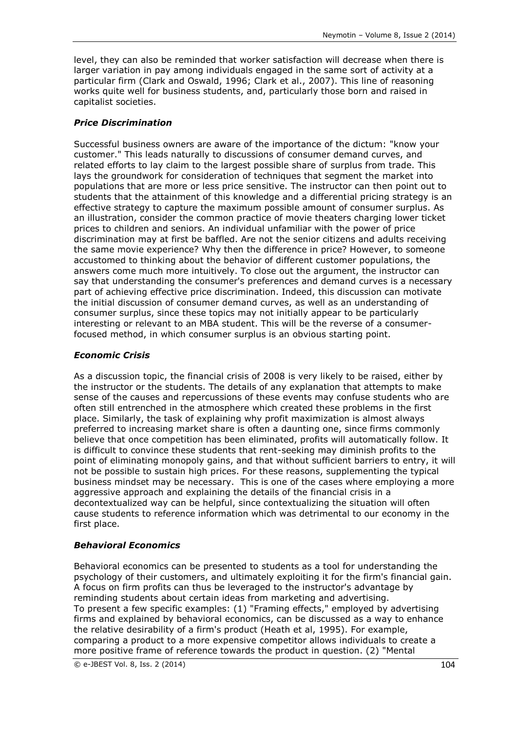level, they can also be reminded that worker satisfaction will decrease when there is larger variation in pay among individuals engaged in the same sort of activity at a particular firm (Clark and Oswald, 1996; Clark et al., 2007). This line of reasoning works quite well for business students, and, particularly those born and raised in capitalist societies.

### *Price Discrimination*

Successful business owners are aware of the importance of the dictum: "know your customer." This leads naturally to discussions of consumer demand curves, and related efforts to lay claim to the largest possible share of surplus from trade. This lays the groundwork for consideration of techniques that segment the market into populations that are more or less price sensitive. The instructor can then point out to students that the attainment of this knowledge and a differential pricing strategy is an effective strategy to capture the maximum possible amount of consumer surplus. As an illustration, consider the common practice of movie theaters charging lower ticket prices to children and seniors. An individual unfamiliar with the power of price discrimination may at first be baffled. Are not the senior citizens and adults receiving the same movie experience? Why then the difference in price? However, to someone accustomed to thinking about the behavior of different customer populations, the answers come much more intuitively. To close out the argument, the instructor can say that understanding the consumer's preferences and demand curves is a necessary part of achieving effective price discrimination. Indeed, this discussion can motivate the initial discussion of consumer demand curves, as well as an understanding of consumer surplus, since these topics may not initially appear to be particularly interesting or relevant to an MBA student. This will be the reverse of a consumer-focused method, in which consumer surplus is an obvious starting point.

### *Economic Crisis*

As a discussion topic, the financial crisis of 2008 is very likely to be raised, either by the instructor or the students. The details of any explanation that attempts to make sense of the causes and repercussions of these events may confuse students who are often still entrenched in the atmosphere which created these problems in the first place. Similarly, the task of explaining why profit maximization is almost always preferred to increasing market share is often a daunting one, since firms commonly believe that once competition has been eliminated, profits will automatically follow. It is difficult to convince these students that rent-seeking may diminish profits to the point of eliminating monopoly gains, and that without sufficient barriers to entry, it will not be possible to sustain high prices. For these reasons, supplementing the typical business mindset may be necessary. This is one of the cases where employing a more aggressive approach and explaining the details of the financial crisis in a decontextualized way can be helpful, since contextualizing the situation will often cause students to reference information which was detrimental to our economy in the first place.

### *Behavioral Economics*

Behavioral economics can be presented to students as a tool for understanding the psychology of their customers, and ultimately exploiting it for the firm's financial gain. A focus on firm profits can thus be leveraged to the instructor's advantage by reminding students about certain ideas from marketing and advertising.
To present a few specific examples: (1) "Framing effects," employed by advertising firms and explained by behavioral economics, can be discussed as a way to enhance the relative desirability of a firm's product (Heath et al, 1995). For example, comparing a product to a more expensive competitor allows individuals to create a more positive frame of reference towards the product in question. (2) "Mental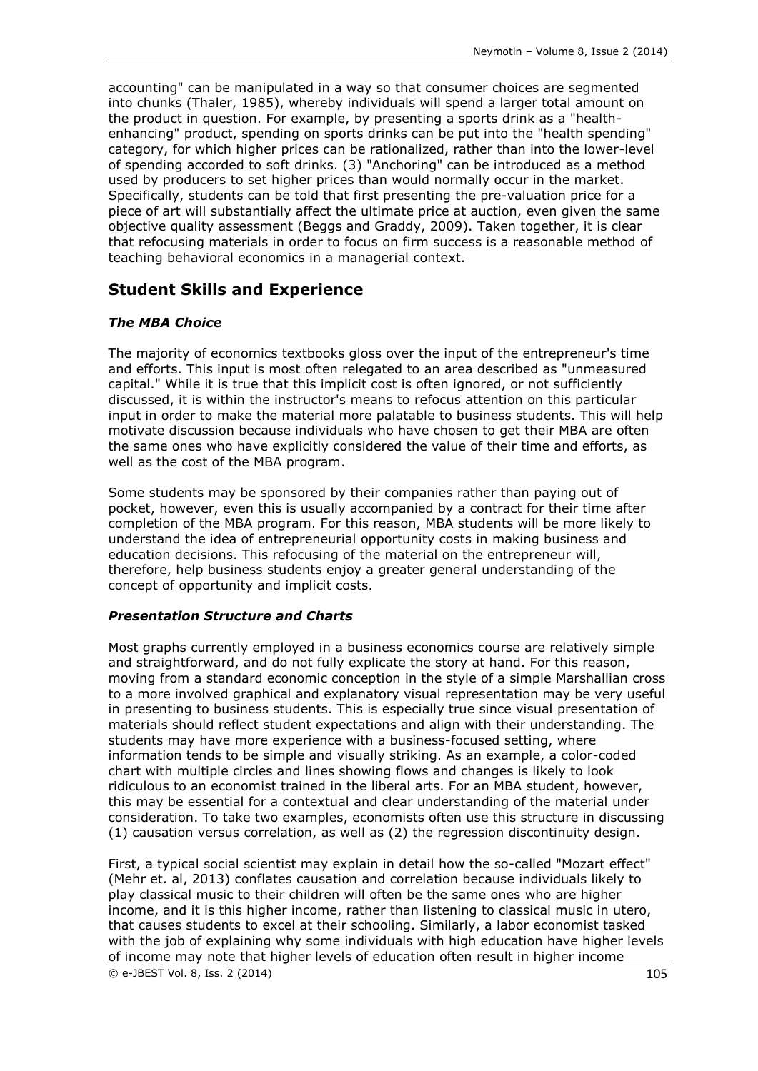accounting" can be manipulated in a way so that consumer choices are segmented into chunks (Thaler, 1985), whereby individuals will spend a larger total amount on the product in question. For example, by presenting a sports drink as a "health-enhancing" product, spending on sports drinks can be put into the "health spending" category, for which higher prices can be rationalized, rather than into the lower-level of spending accorded to soft drinks. (3) "Anchoring" can be introduced as a method used by producers to set higher prices than would normally occur in the market. Specifically, students can be told that first presenting the pre-valuation price for a piece of art will substantially affect the ultimate price at auction, even given the same objective quality assessment (Beggs and Graddy, 2009). Taken together, it is clear that refocusing materials in order to focus on firm success is a reasonable method of teaching behavioral economics in a managerial context.

## Student Skills and Experience

### *The MBA Choice*

The majority of economics textbooks gloss over the input of the entrepreneur's time and efforts. This input is most often relegated to an area described as "unmeasured capital." While it is true that this implicit cost is often ignored, or not sufficiently discussed, it is within the instructor's means to refocus attention on this particular input in order to make the material more palatable to business students. This will help motivate discussion because individuals who have chosen to get their MBA are often the same ones who have explicitly considered the value of their time and efforts, as well as the cost of the MBA program.

Some students may be sponsored by their companies rather than paying out of pocket, however, even this is usually accompanied by a contract for their time after completion of the MBA program. For this reason, MBA students will be more likely to understand the idea of entrepreneurial opportunity costs in making business and education decisions. This refocusing of the material on the entrepreneur will, therefore, help business students enjoy a greater general understanding of the concept of opportunity and implicit costs.

### *Presentation Structure and Charts*

Most graphs currently employed in a business economics course are relatively simple and straightforward, and do not fully explicate the story at hand. For this reason, moving from a standard economic conception in the style of a simple Marshallian cross to a more involved graphical and explanatory visual representation may be very useful in presenting to business students. This is especially true since visual presentation of materials should reflect student expectations and align with their understanding. The students may have more experience with a business-focused setting, where information tends to be simple and visually striking. As an example, a color-coded chart with multiple circles and lines showing flows and changes is likely to look ridiculous to an economist trained in the liberal arts. For an MBA student, however, this may be essential for a contextual and clear understanding of the material under consideration. To take two examples, economists often use this structure in discussing (1) causation versus correlation, as well as (2) the regression discontinuity design.

First, a typical social scientist may explain in detail how the so-called "Mozart effect" (Mehr et. al, 2013) conflates causation and correlation because individuals likely to play classical music to their children will often be the same ones who are higher income, and it is this higher income, rather than listening to classical music in utero, that causes students to excel at their schooling. Similarly, a labor economist tasked with the job of explaining why some individuals with high education have higher levels of income may note that higher levels of education often result in higher income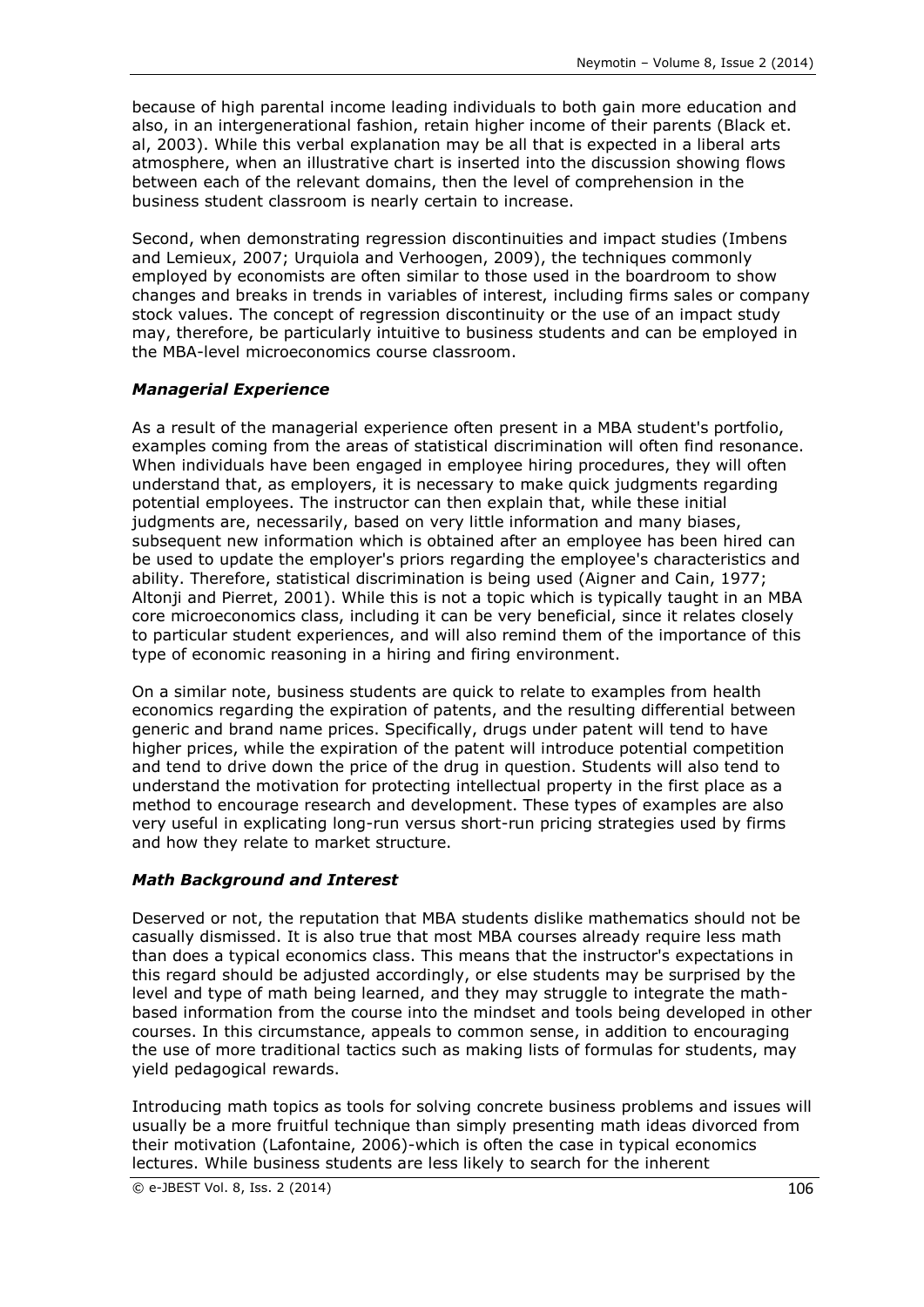because of high parental income leading individuals to both gain more education and also, in an intergenerational fashion, retain higher income of their parents (Black et. al, 2003). While this verbal explanation may be all that is expected in a liberal arts atmosphere, when an illustrative chart is inserted into the discussion showing flows between each of the relevant domains, then the level of comprehension in the business student classroom is nearly certain to increase.

Second, when demonstrating regression discontinuities and impact studies (Imbens and Lemieux, 2007; Urquiola and Verhoogen, 2009), the techniques commonly employed by economists are often similar to those used in the boardroom to show changes and breaks in trends in variables of interest, including firms sales or company stock values. The concept of regression discontinuity or the use of an impact study may, therefore, be particularly intuitive to business students and can be employed in the MBA-level microeconomics course classroom.

### *Managerial Experience*

As a result of the managerial experience often present in a MBA student's portfolio, examples coming from the areas of statistical discrimination will often find resonance. When individuals have been engaged in employee hiring procedures, they will often understand that, as employers, it is necessary to make quick judgments regarding potential employees. The instructor can then explain that, while these initial judgments are, necessarily, based on very little information and many biases, subsequent new information which is obtained after an employee has been hired can be used to update the employer's priors regarding the employee's characteristics and ability. Therefore, statistical discrimination is being used (Aigner and Cain, 1977; Altonji and Pierret, 2001). While this is not a topic which is typically taught in an MBA core microeconomics class, including it can be very beneficial, since it relates closely to particular student experiences, and will also remind them of the importance of this type of economic reasoning in a hiring and firing environment.

On a similar note, business students are quick to relate to examples from health economics regarding the expiration of patents, and the resulting differential between generic and brand name prices. Specifically, drugs under patent will tend to have higher prices, while the expiration of the patent will introduce potential competition and tend to drive down the price of the drug in question. Students will also tend to understand the motivation for protecting intellectual property in the first place as a method to encourage research and development. These types of examples are also very useful in explicating long-run versus short-run pricing strategies used by firms and how they relate to market structure.

### *Math Background and Interest*

Deserved or not, the reputation that MBA students dislike mathematics should not be casually dismissed. It is also true that most MBA courses already require less math than does a typical economics class. This means that the instructor's expectations in this regard should be adjusted accordingly, or else students may be surprised by the level and type of math being learned, and they may struggle to integrate the math-based information from the course into the mindset and tools being developed in other courses. In this circumstance, appeals to common sense, in addition to encouraging the use of more traditional tactics such as making lists of formulas for students, may yield pedagogical rewards.

Introducing math topics as tools for solving concrete business problems and issues will usually be a more fruitful technique than simply presenting math ideas divorced from their motivation (Lafontaine, 2006)-which is often the case in typical economics lectures. While business students are less likely to search for the inherent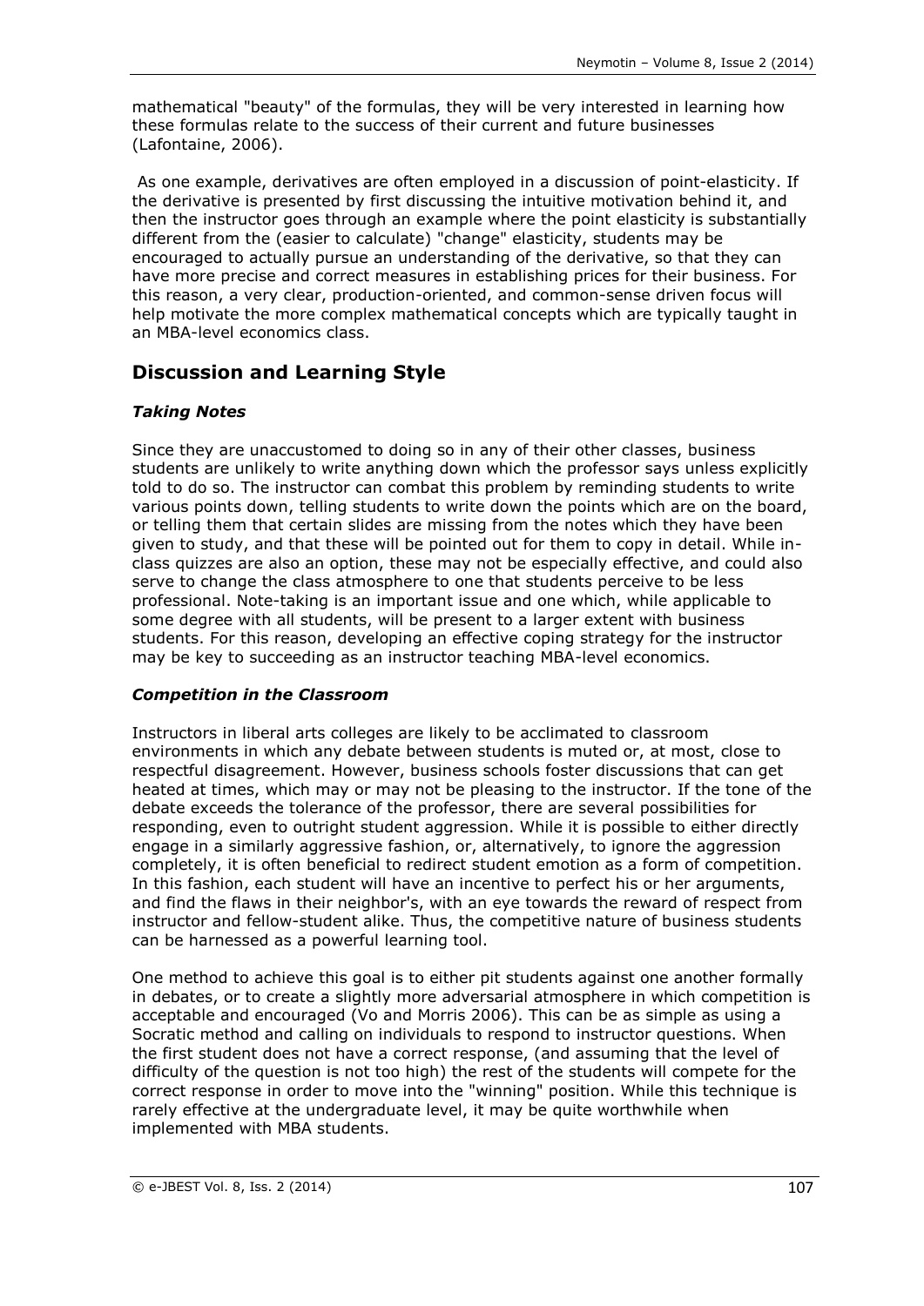mathematical "beauty" of the formulas, they will be very interested in learning how these formulas relate to the success of their current and future businesses (Lafontaine, 2006).

As one example, derivatives are often employed in a discussion of point-elasticity. If the derivative is presented by first discussing the intuitive motivation behind it, and then the instructor goes through an example where the point elasticity is substantially different from the (easier to calculate) "change" elasticity, students may be encouraged to actually pursue an understanding of the derivative, so that they can have more precise and correct measures in establishing prices for their business. For this reason, a very clear, production-oriented, and common-sense driven focus will help motivate the more complex mathematical concepts which are typically taught in an MBA-level economics class.

## Discussion and Learning Style

### *Taking Notes*

Since they are unaccustomed to doing so in any of their other classes, business students are unlikely to write anything down which the professor says unless explicitly told to do so. The instructor can combat this problem by reminding students to write various points down, telling students to write down the points which are on the board, or telling them that certain slides are missing from the notes which they have been given to study, and that these will be pointed out for them to copy in detail. While in-class quizzes are also an option, these may not be especially effective, and could also serve to change the class atmosphere to one that students perceive to be less professional. Note-taking is an important issue and one which, while applicable to some degree with all students, will be present to a larger extent with business students. For this reason, developing an effective coping strategy for the instructor may be key to succeeding as an instructor teaching MBA-level economics.

### *Competition in the Classroom*

Instructors in liberal arts colleges are likely to be acclimated to classroom environments in which any debate between students is muted or, at most, close to respectful disagreement. However, business schools foster discussions that can get heated at times, which may or may not be pleasing to the instructor. If the tone of the debate exceeds the tolerance of the professor, there are several possibilities for responding, even to outright student aggression. While it is possible to either directly engage in a similarly aggressive fashion, or, alternatively, to ignore the aggression completely, it is often beneficial to redirect student emotion as a form of competition. In this fashion, each student will have an incentive to perfect his or her arguments, and find the flaws in their neighbor's, with an eye towards the reward of respect from instructor and fellow-student alike. Thus, the competitive nature of business students can be harnessed as a powerful learning tool.

One method to achieve this goal is to either pit students against one another formally in debates, or to create a slightly more adversarial atmosphere in which competition is acceptable and encouraged (Vo and Morris 2006). This can be as simple as using a Socratic method and calling on individuals to respond to instructor questions. When the first student does not have a correct response, (and assuming that the level of difficulty of the question is not too high) the rest of the students will compete for the correct response in order to move into the "winning" position. While this technique is rarely effective at the undergraduate level, it may be quite worthwhile when implemented with MBA students.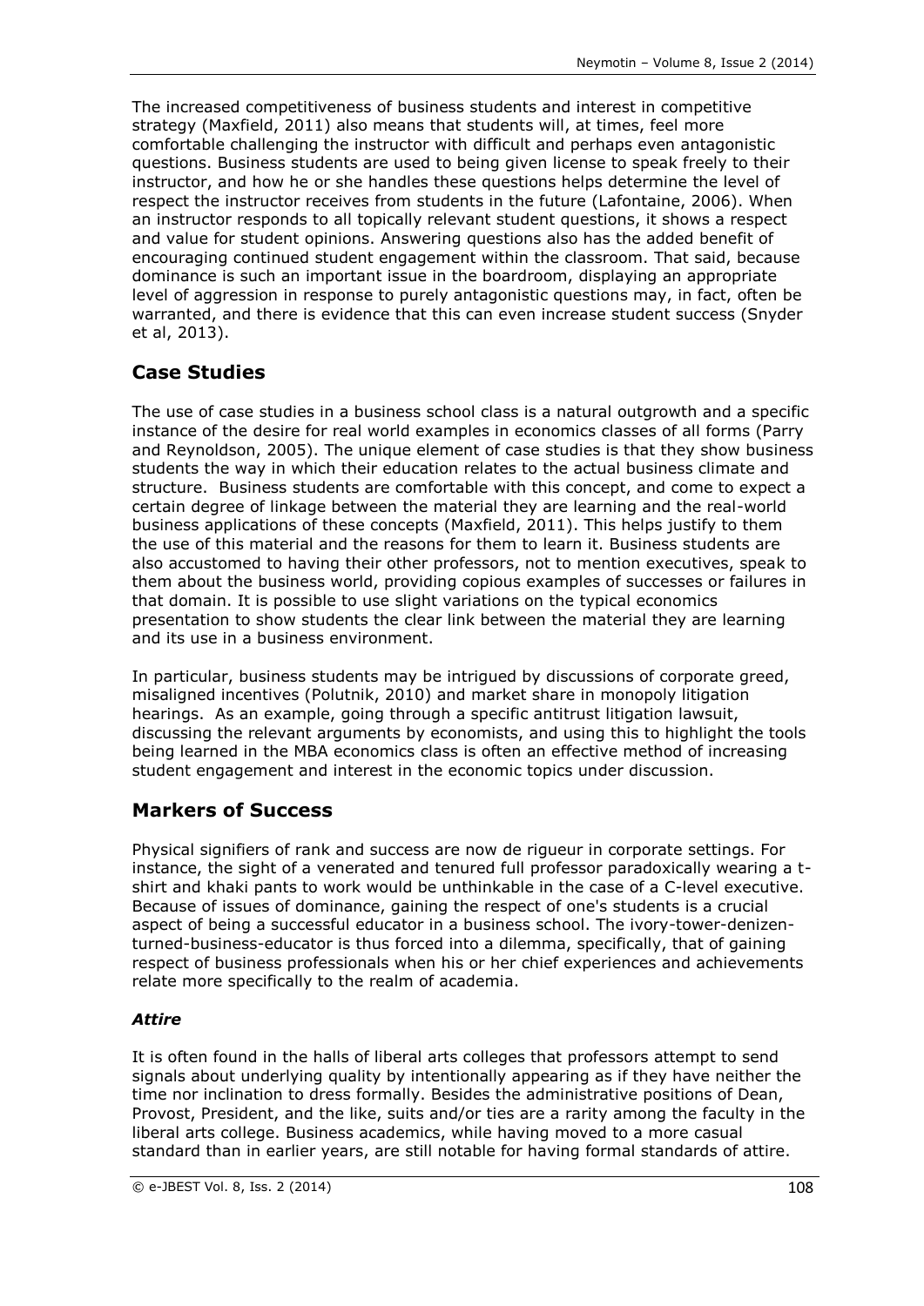The increased competitiveness of business students and interest in competitive strategy (Maxfield, 2011) also means that students will, at times, feel more comfortable challenging the instructor with difficult and perhaps even antagonistic questions. Business students are used to being given license to speak freely to their instructor, and how he or she handles these questions helps determine the level of respect the instructor receives from students in the future (Lafontaine, 2006). When an instructor responds to all topically relevant student questions, it shows a respect and value for student opinions. Answering questions also has the added benefit of encouraging continued student engagement within the classroom. That said, because dominance is such an important issue in the boardroom, displaying an appropriate level of aggression in response to purely antagonistic questions may, in fact, often be warranted, and there is evidence that this can even increase student success (Snyder et al, 2013).

## Case Studies

The use of case studies in a business school class is a natural outgrowth and a specific instance of the desire for real world examples in economics classes of all forms (Parry and Reynoldson, 2005). The unique element of case studies is that they show business students the way in which their education relates to the actual business climate and structure. Business students are comfortable with this concept, and come to expect a certain degree of linkage between the material they are learning and the real-world business applications of these concepts (Maxfield, 2011). This helps justify to them the use of this material and the reasons for them to learn it. Business students are also accustomed to having their other professors, not to mention executives, speak to them about the business world, providing copious examples of successes or failures in that domain. It is possible to use slight variations on the typical economics presentation to show students the clear link between the material they are learning and its use in a business environment.

In particular, business students may be intrigued by discussions of corporate greed, misaligned incentives (Polutnik, 2010) and market share in monopoly litigation hearings. As an example, going through a specific antitrust litigation lawsuit, discussing the relevant arguments by economists, and using this to highlight the tools being learned in the MBA economics class is often an effective method of increasing student engagement and interest in the economic topics under discussion.

## Markers of Success

Physical signifiers of rank and success are now de rigueur in corporate settings. For instance, the sight of a venerated and tenured full professor paradoxically wearing a t-shirt and khaki pants to work would be unthinkable in the case of a C-level executive. Because of issues of dominance, gaining the respect of one's students is a crucial aspect of being a successful educator in a business school. The ivory-tower-denizen-turned-business-educator is thus forced into a dilemma, specifically, that of gaining respect of business professionals when his or her chief experiences and achievements relate more specifically to the realm of academia.

### *Attire*

It is often found in the halls of liberal arts colleges that professors attempt to send signals about underlying quality by intentionally appearing as if they have neither the time nor inclination to dress formally. Besides the administrative positions of Dean, Provost, President, and the like, suits and/or ties are a rarity among the faculty in the liberal arts college. Business academics, while having moved to a more casual standard than in earlier years, are still notable for having formal standards of attire.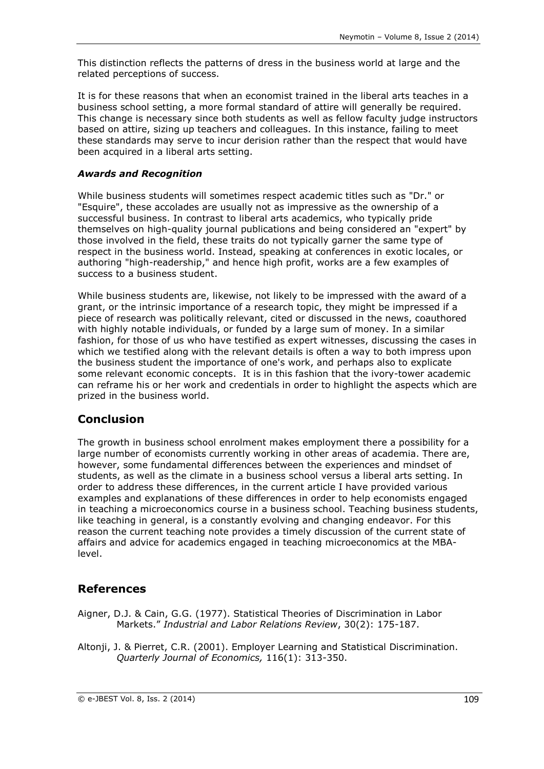This distinction reflects the patterns of dress in the business world at large and the related perceptions of success.

It is for these reasons that when an economist trained in the liberal arts teaches in a business school setting, a more formal standard of attire will generally be required. This change is necessary since both students as well as fellow faculty judge instructors based on attire, sizing up teachers and colleagues. In this instance, failing to meet these standards may serve to incur derision rather than the respect that would have been acquired in a liberal arts setting.

### *Awards and Recognition*

While business students will sometimes respect academic titles such as "Dr." or "Esquire", these accolades are usually not as impressive as the ownership of a successful business. In contrast to liberal arts academics, who typically pride themselves on high-quality journal publications and being considered an "expert" by those involved in the field, these traits do not typically garner the same type of respect in the business world. Instead, speaking at conferences in exotic locales, or authoring "high-readership," and hence high profit, works are a few examples of success to a business student.

While business students are, likewise, not likely to be impressed with the award of a grant, or the intrinsic importance of a research topic, they might be impressed if a piece of research was politically relevant, cited or discussed in the news, coauthored with highly notable individuals, or funded by a large sum of money. In a similar fashion, for those of us who have testified as expert witnesses, discussing the cases in which we testified along with the relevant details is often a way to both impress upon the business student the importance of one's work, and perhaps also to explicate some relevant economic concepts. It is in this fashion that the ivory-tower academic can reframe his or her work and credentials in order to highlight the aspects which are prized in the business world.

## Conclusion

The growth in business school enrolment makes employment there a possibility for a large number of economists currently working in other areas of academia. There are, however, some fundamental differences between the experiences and mindset of students, as well as the climate in a business school versus a liberal arts setting. In order to address these differences, in the current article I have provided various examples and explanations of these differences in order to help economists engaged in teaching a microeconomics course in a business school. Teaching business students, like teaching in general, is a constantly evolving and changing endeavor. For this reason the current teaching note provides a timely discussion of the current state of affairs and advice for academics engaged in teaching microeconomics at the MBA-level.

## References

Aigner, D.J. & Cain, G.G. (1977). Statistical Theories of Discrimination in Labor Markets." *Industrial and Labor Relations Review*, 30(2): 175-187.

Altonji, J. & Pierret, C.R. (2001). Employer Learning and Statistical Discrimination. *Quarterly Journal of Economics,* 116(1): 313-350.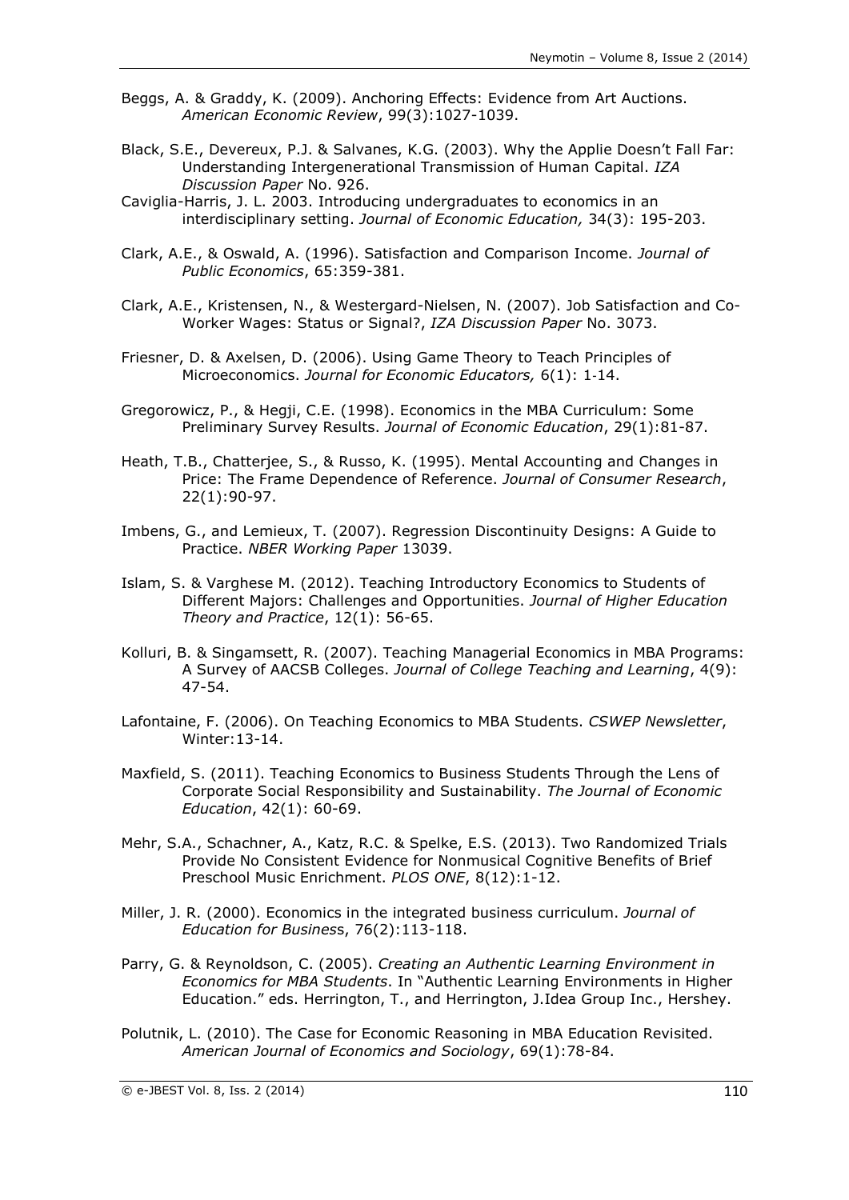Beggs, A. & Graddy, K. (2009). Anchoring Effects: Evidence from Art Auctions. *American Economic Review*, 99(3):1027-1039.

Black, S.E., Devereux, P.J. & Salvanes, K.G. (2003). Why the Applie Doesn't Fall Far: Understanding Intergenerational Transmission of Human Capital. *IZA Discussion Paper* No. 926.

Caviglia-Harris, J. L. 2003. Introducing undergraduates to economics in an interdisciplinary setting. *Journal of Economic Education,* 34(3): 195-203.

Clark, A.E., & Oswald, A. (1996). Satisfaction and Comparison Income. *Journal of Public Economics*, 65:359-381.

Clark, A.E., Kristensen, N., & Westergard-Nielsen, N. (2007). Job Satisfaction and Co-Worker Wages: Status or Signal?, *IZA Discussion Paper* No. 3073.

Friesner, D. & Axelsen, D. (2006). Using Game Theory to Teach Principles of Microeconomics. *Journal for Economic Educators,* 6(1): 1-14.

Gregorowicz, P., & Hegji, C.E. (1998). Economics in the MBA Curriculum: Some Preliminary Survey Results. *Journal of Economic Education*, 29(1):81-87.

Heath, T.B., Chatterjee, S., & Russo, K. (1995). Mental Accounting and Changes in Price: The Frame Dependence of Reference. *Journal of Consumer Research*, 22(1):90-97.

Imbens, G., and Lemieux, T. (2007). Regression Discontinuity Designs: A Guide to Practice. *NBER Working Paper* 13039.

Islam, S. & Varghese M. (2012). Teaching Introductory Economics to Students of Different Majors: Challenges and Opportunities. *Journal of Higher Education Theory and Practice*, 12(1): 56-65.

Kolluri, B. & Singamsett, R. (2007). Teaching Managerial Economics in MBA Programs: A Survey of AACSB Colleges. *Journal of College Teaching and Learning*, 4(9): 47-54.

Lafontaine, F. (2006). On Teaching Economics to MBA Students. *CSWEP Newsletter*, Winter:13-14.

Maxfield, S. (2011). Teaching Economics to Business Students Through the Lens of Corporate Social Responsibility and Sustainability. *The Journal of Economic Education*, 42(1): 60-69.

Mehr, S.A., Schachner, A., Katz, R.C. & Spelke, E.S. (2013). Two Randomized Trials Provide No Consistent Evidence for Nonmusical Cognitive Benefits of Brief Preschool Music Enrichment. *PLOS ONE*, 8(12):1-12.

Miller, J. R. (2000). Economics in the integrated business curriculum. *Journal of Education for Business*, 76(2):113-118.

Parry, G. & Reynoldson, C. (2005). *Creating an Authentic Learning Environment in Economics for MBA Students*. In "Authentic Learning Environments in Higher Education." eds. Herrington, T., and Herrington, J.Idea Group Inc., Hershey.

Polutnik, L. (2010). The Case for Economic Reasoning in MBA Education Revisited. *American Journal of Economics and Sociology*, 69(1):78-84.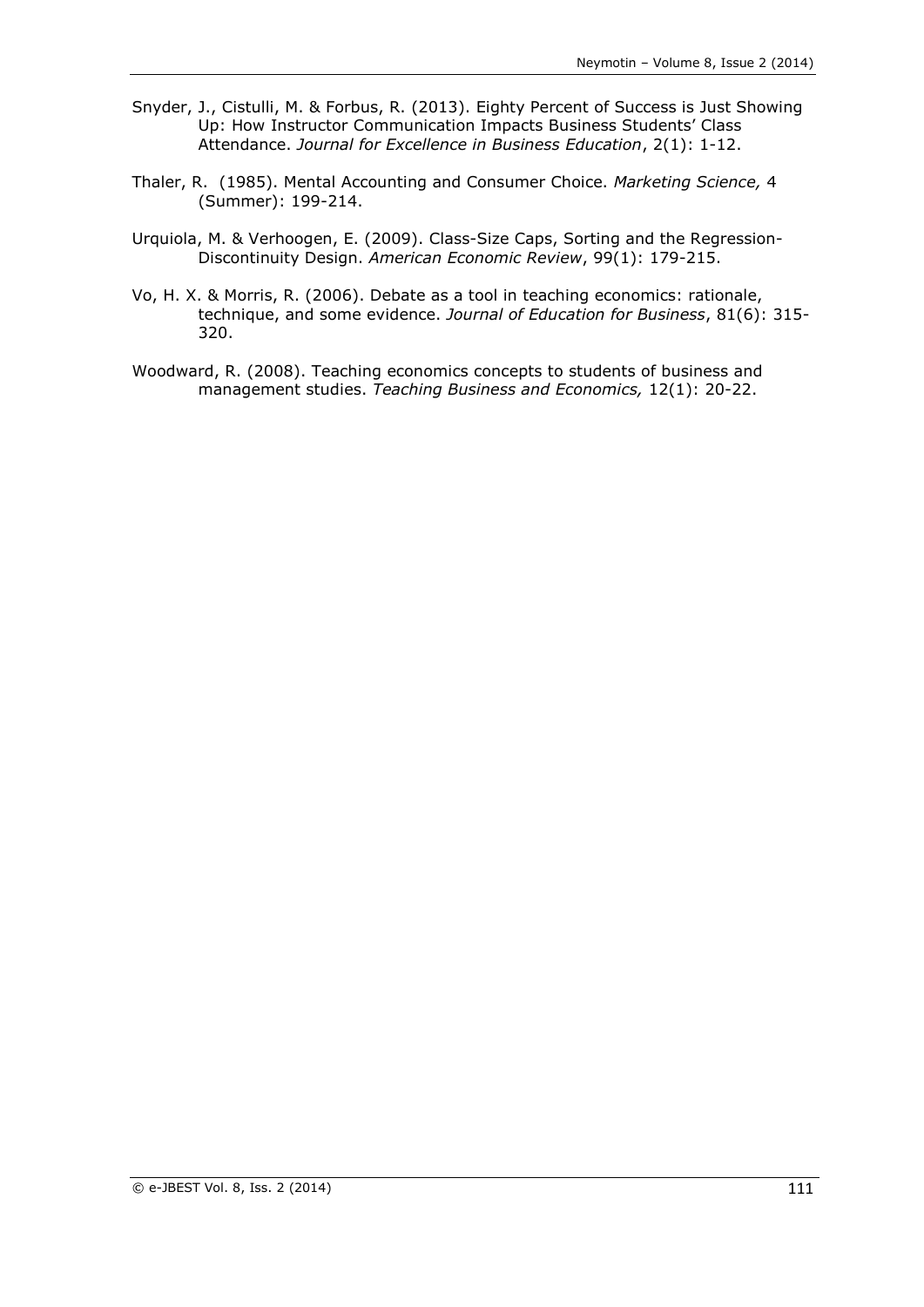Snyder, J., Cistulli, M. & Forbus, R. (2013). Eighty Percent of Success is Just Showing Up: How Instructor Communication Impacts Business Students' Class Attendance. *Journal for Excellence in Business Education*, 2(1): 1-12.

Thaler, R. (1985). Mental Accounting and Consumer Choice. *Marketing Science,* 4 (Summer): 199-214.

Urquiola, M. & Verhoogen, E. (2009). Class-Size Caps, Sorting and the Regression-Discontinuity Design. *American Economic Review*, 99(1): 179-215.

Vo, H. X. & Morris, R. (2006). Debate as a tool in teaching economics: rationale, technique, and some evidence. *Journal of Education for Business*, 81(6): 315-320.

Woodward, R. (2008). Teaching economics concepts to students of business and management studies. *Teaching Business and Economics,* 12(1): 20-22.